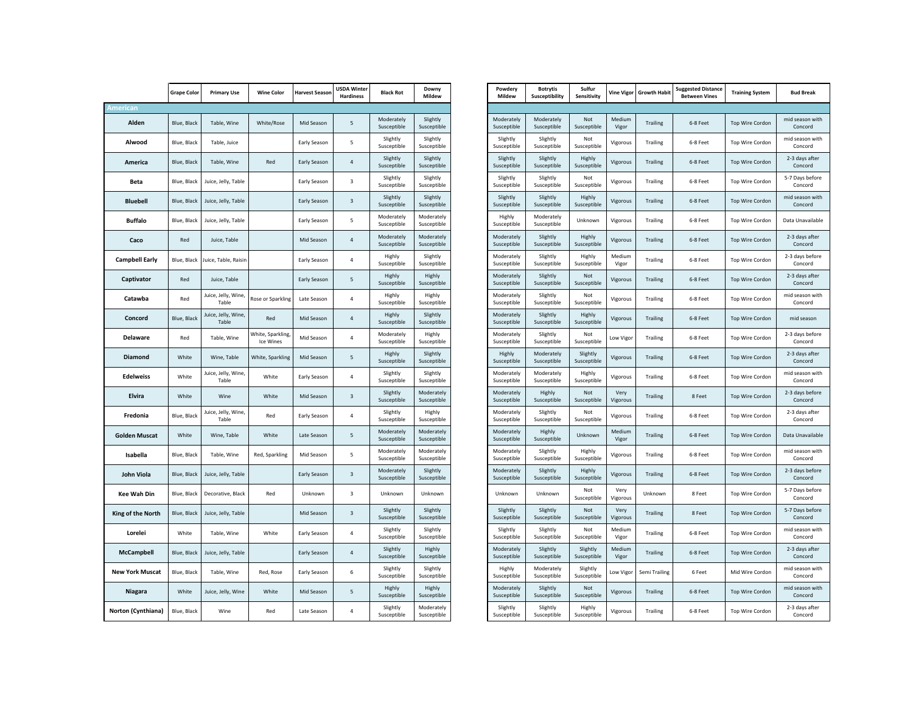| | Grape Color | Primary Use | Wine Color | Harvest Season | USDA Winter Hardiness | Black Rot | Downy Mildew | Powdery Mildew | Botrytis Susceptibility | Sulfur Sensitivity | Vine Vigor | Growth Habit | Suggested Distance Between Vines | Training System | Bud Break |
|---|---|---|---|---|---|---|---|---|---|---|---|---|---|---|---|
| **American** | | | | | | | | | | | | | | | |
| **Alden** | Blue, Black | Table, Wine | White/Rose | Mid Season | 5 | Moderately Susceptible | Slightly Susceptible | Moderately Susceptible | Moderately Susceptible | Not Susceptible | Medium Vigor | Trailing | 6-8 Feet | Top Wire Cordon | mid season with Concord |
| **Alwood** | Blue, Black | Table, Juice | | Early Season | 5 | Slightly Susceptible | Slightly Susceptible | Slightly Susceptible | Slightly Susceptible | Not Susceptible | Vigorous | Trailing | 6-8 Feet | Top Wire Cordon | mid season with Concord |
| **America** | Blue, Black | Table, Wine | Red | Early Season | 4 | Slightly Susceptible | Slightly Susceptible | Slightly Susceptible | Slightly Susceptible | Highly Susceptible | Vigorous | Trailing | 6-8 Feet | Top Wire Cordon | 2-3 days after Concord |
| **Beta** | Blue, Black | Juice, Jelly, Table | | Early Season | 3 | Slightly Susceptible | Slightly Susceptible | Slightly Susceptible | Slightly Susceptible | Not Susceptible | Vigorous | Trailing | 6-8 Feet | Top Wire Cordon | 5-7 Days before Concord |
| **Bluebell** | Blue, Black | Juice, Jelly, Table | | Early Season | 3 | Slightly Susceptible | Slightly Susceptible | Slightly Susceptible | Slightly Susceptible | Highly Susceptible | Vigorous | Trailing | 6-8 Feet | Top Wire Cordon | mid season with Concord |
| **Buffalo** | Blue, Black | Juice, Jelly, Table | | Early Season | 5 | Moderately Susceptible | Moderately Susceptible | Highly Susceptible | Moderately Susceptible | Unknown | Vigorous | Trailing | 6-8 Feet | Top Wire Cordon | Data Unavailable |
| **Caco** | Red | Juice, Table | | Mid Season | 4 | Moderately Susceptible | Moderately Susceptible | Moderately Susceptible | Slightly Susceptible | Highly Susceptible | Vigorous | Trailing | 6-8 Feet | Top Wire Cordon | 2-3 days after Concord |
| **Campbell Early** | Blue, Black | Juice, Table, Raisin | | Early Season | 4 | Highly Susceptible | Slightly Susceptible | Moderately Susceptible | Slightly Susceptible | Highly Susceptible | Medium Vigor | Trailing | 6-8 Feet | Top Wire Cordon | 2-3 days before Concord |
| **Captivator** | Red | Juice, Table | | Early Season | 5 | Highly Susceptible | Highly Susceptible | Moderately Susceptible | Slightly Susceptible | Not Susceptible | Vigorous | Trailing | 6-8 Feet | Top Wire Cordon | 2-3 days after Concord |
| **Catawba** | Red | Juice, Jelly, Wine, Table | Rose or Sparkling | Late Season | 4 | Highly Susceptible | Highly Susceptible | Moderately Susceptible | Slightly Susceptible | Not Susceptible | Vigorous | Trailing | 6-8 Feet | Top Wire Cordon | mid season with Concord |
| **Concord** | Blue, Black | Juice, Jelly, Wine, Table | Red | Mid Season | 4 | Highly Susceptible | Slightly Susceptible | Moderately Susceptible | Slightly Susceptible | Highly Susceptible | Vigorous | Trailing | 6-8 Feet | Top Wire Cordon | mid season |
| **Delaware** | Red | Table, Wine | White, Sparkling, Ice Wines | Mid Season | 4 | Moderately Susceptible | Highly Susceptible | Moderately Susceptible | Slightly Susceptible | Not Susceptible | Low Vigor | Trailing | 6-8 Feet | Top Wire Cordon | 2-3 days before Concord |
| **Diamond** | White | Wine, Table | White, Sparkling | Mid Season | 5 | Highly Susceptible | Slightly Susceptible | Highly Susceptible | Moderately Susceptible | Slightly Susceptible | Vigorous | Trailing | 6-8 Feet | Top Wire Cordon | 2-3 days after Concord |
| **Edelweiss** | White | Juice, Jelly, Wine, Table | White | Early Season | 4 | Slightly Susceptible | Slightly Susceptible | Moderately Susceptible | Moderately Susceptible | Highly Susceptible | Vigorous | Trailing | 6-8 Feet | Top Wire Cordon | mid season with Concord |
| **Elvira** | White | Wine | White | Mid Season | 3 | Slightly Susceptible | Moderately Susceptible | Moderately Susceptible | Highly Susceptible | Not Susceptible | Very Vigorous | Trailing | 8 Feet | Top Wire Cordon | 2-3 days before Concord |
| **Fredonia** | Blue, Black | Juice, Jelly, Wine, Table | Red | Early Season | 4 | Slightly Susceptible | Highly Susceptible | Moderately Susceptible | Slightly Susceptible | Not Susceptible | Vigorous | Trailing | 6-8 Feet | Top Wire Cordon | 2-3 days after Concord |
| **Golden Muscat** | White | Wine, Table | White | Late Season | 5 | Moderately Susceptible | Moderately Susceptible | Moderately Susceptible | Highly Susceptible | Unknown | Medium Vigor | Trailing | 6-8 Feet | Top Wire Cordon | Data Unavailable |
| **Isabella** | Blue, Black | Table, Wine | Red, Sparkling | Mid Season | 5 | Moderately Susceptible | Moderately Susceptible | Moderately Susceptible | Slightly Susceptible | Highly Susceptible | Vigorous | Trailing | 6-8 Feet | Top Wire Cordon | mid season with Concord |
| **John Viola** | Blue, Black | Juice, Jelly, Table | | Early Season | 3 | Moderately Susceptible | Slightly Susceptible | Moderately Susceptible | Slightly Susceptible | Highly Susceptible | Vigorous | Trailing | 6-8 Feet | Top Wire Cordon | 2-3 days before Concord |
| **Kee Wah Din** | Blue, Black | Decorative, Black | Red | Unknown | 3 | Unknown | Unknown | Unknown | Unknown | Not Susceptible | Very Vigorous | Unknown | 8 Feet | Top Wire Cordon | 5-7 Days before Concord |
| **King of the North** | Blue, Black | Juice, Jelly, Table | | Mid Season | 3 | Slightly Susceptible | Slightly Susceptible | Slightly Susceptible | Slightly Susceptible | Not Susceptible | Very Vigorous | Trailing | 8 Feet | Top Wire Cordon | 5-7 Days before Concord |
| **Lorelei** | White | Table, Wine | White | Early Season | 4 | Slightly Susceptible | Slightly Susceptible | Slightly Susceptible | Slightly Susceptible | Not Susceptible | Medium Vigor | Trailing | 6-8 Feet | Top Wire Cordon | mid season with Concord |
| **McCampbell** | Blue, Black | Juice, Jelly, Table | | Early Season | 4 | Slightly Susceptible | Highly Susceptible | Moderately Susceptible | Slightly Susceptible | Slightly Susceptible | Medium Vigor | Trailing | 6-8 Feet | Top Wire Cordon | 2-3 days after Concord |
| **New York Muscat** | Blue, Black | Table, Wine | Red, Rose | Early Season | 6 | Slightly Susceptible | Slightly Susceptible | Highly Susceptible | Moderately Susceptible | Slightly Susceptible | Low Vigor | Semi Trailing | 6 Feet | Mid Wire Cordon | mid season with Concord |
| **Niagara** | White | Juice, Jelly, Wine | White | Mid Season | 5 | Highly Susceptible | Highly Susceptible | Moderately Susceptible | Slightly Susceptible | Not Susceptible | Vigorous | Trailing | 6-8 Feet | Top Wire Cordon | mid season with Concord |
| **Norton (Cynthiana)** | Blue, Black | Wine | Red | Late Season | 4 | Slightly Susceptible | Moderately Susceptible | Slightly Susceptible | Slightly Susceptible | Highly Susceptible | Vigorous | Trailing | 6-8 Feet | Top Wire Cordon | 2-3 days after Concord |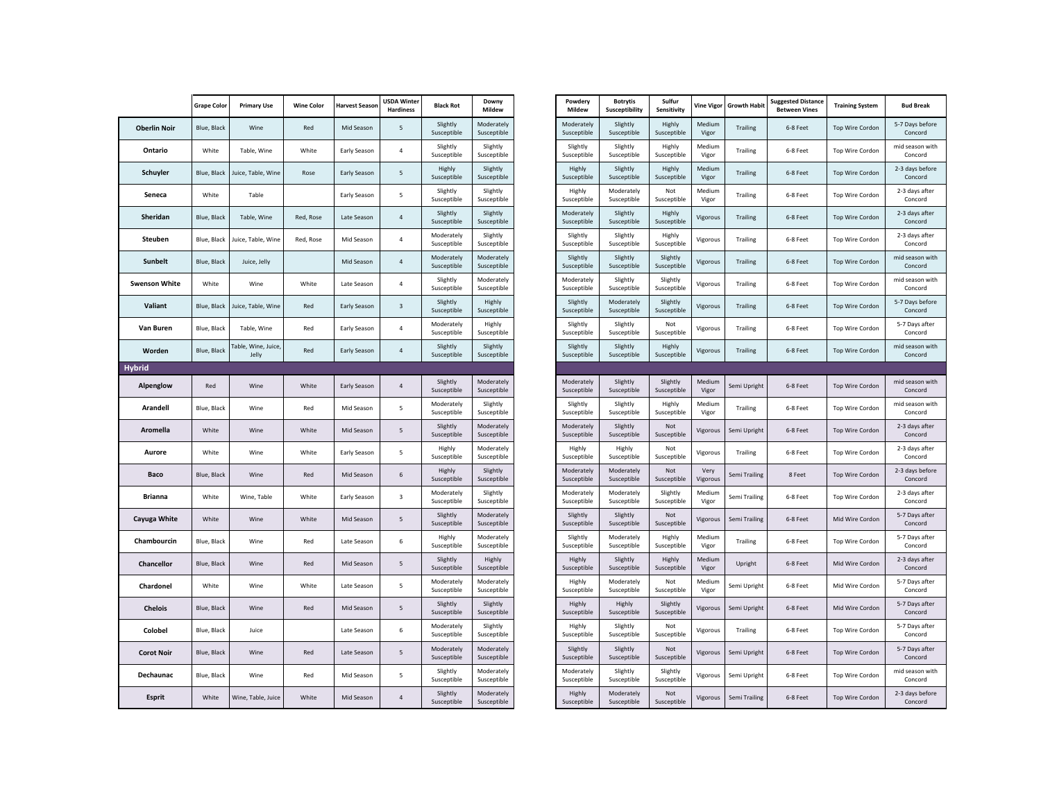| | Grape Color | Primary Use | Wine Color | Harvest Season | USDA Winter Hardiness | Black Rot | Downy Mildew | Powdery Mildew | Botrytis Susceptibility | Sulfur Sensitivity | Vine Vigor | Growth Habit | Suggested Distance Between Vines | Training System | Bud Break |
|---|---|---|---|---|---|---|---|---|---|---|---|---|---|---|---|
| **Oberlin Noir** | Blue, Black | Wine | Red | Mid Season | 5 | Slightly Susceptible | Moderately Susceptible | Moderately Susceptible | Slightly Susceptible | Highly Susceptible | Medium Vigor | Trailing | 6-8 Feet | Top Wire Cordon | 5-7 Days before Concord |
| **Ontario** | White | Table, Wine | White | Early Season | 4 | Slightly Susceptible | Slightly Susceptible | Slightly Susceptible | Slightly Susceptible | Highly Susceptible | Medium Vigor | Trailing | 6-8 Feet | Top Wire Cordon | mid season with Concord |
| **Schuyler** | Blue, Black | Juice, Table, Wine | Rose | Early Season | 5 | Highly Susceptible | Slightly Susceptible | Highly Susceptible | Slightly Susceptible | Highly Susceptible | Medium Vigor | Trailing | 6-8 Feet | Top Wire Cordon | 2-3 days before Concord |
| **Seneca** | White | Table | | Early Season | 5 | Slightly Susceptible | Slightly Susceptible | Highly Susceptible | Moderately Susceptible | Not Susceptible | Medium Vigor | Trailing | 6-8 Feet | Top Wire Cordon | 2-3 days after Concord |
| **Sheridan** | Blue, Black | Table, Wine | Red, Rose | Late Season | 4 | Slightly Susceptible | Slightly Susceptible | Moderately Susceptible | Slightly Susceptible | Highly Susceptible | Vigorous | Trailing | 6-8 Feet | Top Wire Cordon | 2-3 days after Concord |
| **Steuben** | Blue, Black | Juice, Table, Wine | Red, Rose | Mid Season | 4 | Moderately Susceptible | Slightly Susceptible | Slightly Susceptible | Slightly Susceptible | Highly Susceptible | Vigorous | Trailing | 6-8 Feet | Top Wire Cordon | 2-3 days after Concord |
| **Sunbelt** | Blue, Black | Juice, Jelly | | Mid Season | 4 | Moderately Susceptible | Moderately Susceptible | Slightly Susceptible | Slightly Susceptible | Slightly Susceptible | Vigorous | Trailing | 6-8 Feet | Top Wire Cordon | mid season with Concord |
| **Swenson White** | White | Wine | White | Late Season | 4 | Slightly Susceptible | Moderately Susceptible | Moderately Susceptible | Slightly Susceptible | Slightly Susceptible | Vigorous | Trailing | 6-8 Feet | Top Wire Cordon | mid season with Concord |
| **Valiant** | Blue, Black | Juice, Table, Wine | Red | Early Season | 3 | Slightly Susceptible | Highly Susceptible | Slightly Susceptible | Moderately Susceptible | Slightly Susceptible | Vigorous | Trailing | 6-8 Feet | Top Wire Cordon | 5-7 Days before Concord |
| **Van Buren** | Blue, Black | Table, Wine | Red | Early Season | 4 | Moderately Susceptible | Highly Susceptible | Slightly Susceptible | Slightly Susceptible | Not Susceptible | Vigorous | Trailing | 6-8 Feet | Top Wire Cordon | 5-7 Days after Concord |
| **Worden** | Blue, Black | Table, Wine, Juice, Jelly | Red | Early Season | 4 | Slightly Susceptible | Slightly Susceptible | Slightly Susceptible | Slightly Susceptible | Highly Susceptible | Vigorous | Trailing | 6-8 Feet | Top Wire Cordon | mid season with Concord |
| **Hybrid** | | | | | | | | | | | | | | | |
| **Alpenglow** | Red | Wine | White | Early Season | 4 | Slightly Susceptible | Moderately Susceptible | Moderately Susceptible | Slightly Susceptible | Slightly Susceptible | Medium Vigor | Semi Upright | 6-8 Feet | Top Wire Cordon | mid season with Concord |
| **Arandell** | Blue, Black | Wine | Red | Mid Season | 5 | Moderately Susceptible | Slightly Susceptible | Slightly Susceptible | Slightly Susceptible | Highly Susceptible | Medium Vigor | Trailing | 6-8 Feet | Top Wire Cordon | mid season with Concord |
| **Aromella** | White | Wine | White | Mid Season | 5 | Slightly Susceptible | Moderately Susceptible | Moderately Susceptible | Slightly Susceptible | Not Susceptible | Vigorous | Semi Upright | 6-8 Feet | Top Wire Cordon | 2-3 days after Concord |
| **Aurore** | White | Wine | White | Early Season | 5 | Highly Susceptible | Moderately Susceptible | Highly Susceptible | Highly Susceptible | Not Susceptible | Vigorous | Trailing | 6-8 Feet | Top Wire Cordon | 2-3 days after Concord |
| **Baco** | Blue, Black | Wine | Red | Mid Season | 6 | Highly Susceptible | Slightly Susceptible | Moderately Susceptible | Moderately Susceptible | Not Susceptible | Very Vigorous | Semi Trailing | 8 Feet | Top Wire Cordon | 2-3 days before Concord |
| **Brianna** | White | Wine, Table | White | Early Season | 3 | Moderately Susceptible | Slightly Susceptible | Moderately Susceptible | Moderately Susceptible | Slightly Susceptible | Medium Vigor | Semi Trailing | 6-8 Feet | Top Wire Cordon | 2-3 days after Concord |
| **Cayuga White** | White | Wine | White | Mid Season | 5 | Slightly Susceptible | Moderately Susceptible | Slightly Susceptible | Slightly Susceptible | Not Susceptible | Vigorous | Semi Trailing | 6-8 Feet | Mid Wire Cordon | 5-7 Days after Concord |
| **Chambourcin** | Blue, Black | Wine | Red | Late Season | 6 | Highly Susceptible | Moderately Susceptible | Slightly Susceptible | Moderately Susceptible | Highly Susceptible | Medium Vigor | Trailing | 6-8 Feet | Top Wire Cordon | 5-7 Days after Concord |
| **Chancellor** | Blue, Black | Wine | Red | Mid Season | 5 | Slightly Susceptible | Highly Susceptible | Highly Susceptible | Slightly Susceptible | Highly Susceptible | Medium Vigor | Upright | 6-8 Feet | Mid Wire Cordon | 2-3 days after Concord |
| **Chardonel** | White | Wine | White | Late Season | 5 | Moderately Susceptible | Moderately Susceptible | Highly Susceptible | Moderately Susceptible | Not Susceptible | Medium Vigor | Semi Upright | 6-8 Feet | Mid Wire Cordon | 5-7 Days after Concord |
| **Chelois** | Blue, Black | Wine | Red | Mid Season | 5 | Slightly Susceptible | Slightly Susceptible | Highly Susceptible | Highly Susceptible | Slightly Susceptible | Vigorous | Semi Upright | 6-8 Feet | Mid Wire Cordon | 5-7 Days after Concord |
| **Colobel** | Blue, Black | Juice | | Late Season | 6 | Moderately Susceptible | Slightly Susceptible | Highly Susceptible | Slightly Susceptible | Not Susceptible | Vigorous | Trailing | 6-8 Feet | Top Wire Cordon | 5-7 Days after Concord |
| **Corot Noir** | Blue, Black | Wine | Red | Late Season | 5 | Moderately Susceptible | Moderately Susceptible | Slightly Susceptible | Slightly Susceptible | Not Susceptible | Vigorous | Semi Upright | 6-8 Feet | Top Wire Cordon | 5-7 Days after Concord |
| **Dechaunac** | Blue, Black | Wine | Red | Mid Season | 5 | Slightly Susceptible | Moderately Susceptible | Moderately Susceptible | Slightly Susceptible | Slightly Susceptible | Vigorous | Semi Upright | 6-8 Feet | Top Wire Cordon | mid season with Concord |
| **Esprit** | White | Wine, Table, Juice | White | Mid Season | 4 | Slightly Susceptible | Moderately Susceptible | Highly Susceptible | Moderately Susceptible | Not Susceptible | Vigorous | Semi Trailing | 6-8 Feet | Top Wire Cordon | 2-3 days before Concord |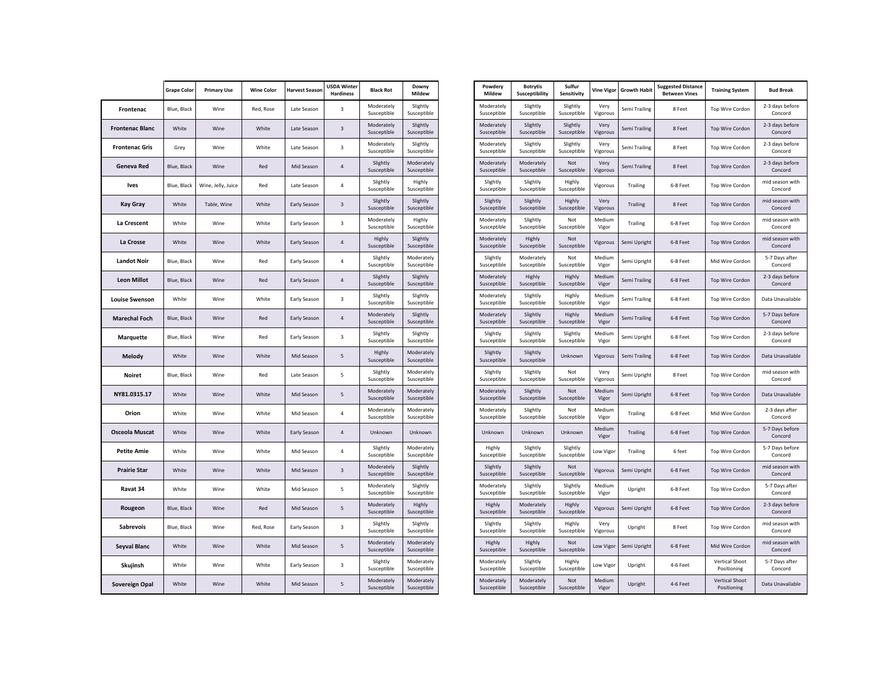| | Grape Color | Primary Use | Wine Color | Harvest Season | USDA Winter Hardiness | Black Rot | Downy Mildew | Powdery Mildew | Botrytis Susceptibility | Sulfur Sensitivity | Vine Vigor | Growth Habit | Suggested Distance Between Vines | Training System | Bud Break |
|---|---|---|---|---|---|---|---|---|---|---|---|---|---|---|---|
| **Frontenac** | Blue, Black | Wine | Red, Rose | Late Season | 3 | Moderately Susceptible | Slightly Susceptible | Moderately Susceptible | Slightly Susceptible | Slightly Susceptible | Very Vigorous | Semi Trailing | 8 Feet | Top Wire Cordon | 2-3 days before Concord |
| **Frontenac Blanc** | White | Wine | White | Late Season | 3 | Moderately Susceptible | Slightly Susceptible | Moderately Susceptible | Slightly Susceptible | Slightly Susceptible | Very Vigorous | Semi Trailing | 8 Feet | Top Wire Cordon | 2-3 days before Concord |
| **Frontenac Gris** | Grey | Wine | White | Late Season | 3 | Moderately Susceptible | Slightly Susceptible | Moderately Susceptible | Slightly Susceptible | Slightly Susceptible | Very Vigorous | Semi Trailing | 8 Feet | Top Wire Cordon | 2-3 days before Concord |
| **Geneva Red** | Blue, Black | Wine | Red | Mid Season | 4 | Slightly Susceptible | Moderately Susceptible | Moderately Susceptible | Moderately Susceptible | Not Susceptible | Very Vigorous | Semi Trailing | 8 Feet | Top Wire Cordon | 2-3 days before Concord |
| **Ives** | Blue, Black | Wine, Jelly, Juice | Red | Late Season | 4 | Slightly Susceptible | Highly Susceptible | Slightly Susceptible | Slightly Susceptible | Highly Susceptible | Vigorous | Trailing | 6-8 Feet | Top Wire Cordon | mid season with Concord |
| **Kay Gray** | White | Table, Wine | White | Early Season | 3 | Slightly Susceptible | Slightly Susceptible | Slightly Susceptible | Slightly Susceptible | Highly Susceptible | Very Vigorous | Trailing | 8 Feet | Top Wire Cordon | mid season with Concord |
| **La Crescent** | White | Wine | White | Early Season | 3 | Moderately Susceptible | Highly Susceptible | Moderately Susceptible | Slightly Susceptible | Not Susceptible | Medium Vigor | Trailing | 6-8 Feet | Top Wire Cordon | mid season with Concord |
| **La Crosse** | White | Wine | White | Early Season | 4 | Highly Susceptible | Slightly Susceptible | Moderately Susceptible | Highly Susceptible | Not Susceptible | Vigorous | Semi Upright | 6-8 Feet | Top Wire Cordon | mid season with Concord |
| **Landot Noir** | Blue, Black | Wine | Red | Early Season | 4 | Slightly Susceptible | Moderately Susceptible | Slightly Susceptible | Moderately Susceptible | Not Susceptible | Medium Vigor | Semi Upright | 6-8 Feet | Mid Wire Cordon | 5-7 Days after Concord |
| **Leon Millot** | Blue, Black | Wine | Red | Early Season | 4 | Slightly Susceptible | Slightly Susceptible | Moderately Susceptible | Highly Susceptible | Highly Susceptible | Medium Vigor | Semi Trailing | 6-8 Feet | Top Wire Cordon | 2-3 days before Concord |
| **Louise Swenson** | White | Wine | White | Early Season | 3 | Slightly Susceptible | Slightly Susceptible | Moderately Susceptible | Slightly Susceptible | Highly Susceptible | Medium Vigor | Semi Trailing | 6-8 Feet | Top Wire Cordon | Data Unavailable |
| **Marechal Foch** | Blue, Black | Wine | Red | Early Season | 4 | Moderately Susceptible | Slightly Susceptible | Moderately Susceptible | Slightly Susceptible | Highly Susceptible | Medium Vigor | Semi Trailing | 6-8 Feet | Top Wire Cordon | 5-7 Days before Concord |
| **Marquette** | Blue, Black | Wine | Red | Early Season | 3 | Slightly Susceptible | Slightly Susceptible | Slightly Susceptible | Slightly Susceptible | Slightly Susceptible | Medium Vigor | Semi Upright | 6-8 Feet | Top Wire Cordon | 2-3 days before Concord |
| **Melody** | White | Wine | White | Mid Season | 5 | Highly Susceptible | Moderately Susceptible | Slightly Susceptible | Slightly Susceptible | Unknown | Vigorous | Semi Trailing | 6-8 Feet | Top Wire Cordon | Data Unavailable |
| **Noiret** | Blue, Black | Wine | Red | Late Season | 5 | Slightly Susceptible | Moderately Susceptible | Slightly Susceptible | Slightly Susceptible | Not Susceptible | Very Vigorous | Semi Upright | 8 Feet | Top Wire Cordon | mid season with Concord |
| **NY81.0315.17** | White | Wine | White | Mid Season | 5 | Moderately Susceptible | Moderately Susceptible | Moderately Susceptible | Slightly Susceptible | Not Susceptible | Medium Vigor | Semi Upright | 6-8 Feet | Top Wire Cordon | Data Unavailable |
| **Orion** | White | Wine | White | Mid Season | 4 | Moderately Susceptible | Moderately Susceptible | Moderately Susceptible | Slightly Susceptible | Not Susceptible | Medium Vigor | Trailing | 6-8 Feet | Mid Wire Cordon | 2-3 days after Concord |
| **Osceola Muscat** | White | Wine | White | Early Season | 4 | Unknown | Unknown | Unknown | Unknown | Unknown | Medium Vigor | Trailing | 6-8 Feet | Top Wire Cordon | 5-7 Days before Concord |
| **Petite Amie** | White | Wine | White | Mid Season | 4 | Slightly Susceptible | Moderately Susceptible | Highly Susceptible | Slightly Susceptible | Slightly Susceptible | Low Vigor | Trailing | 6 feet | Top Wire Cordon | 5-7 Days before Concord |
| **Prairie Star** | White | Wine | White | Mid Season | 3 | Moderately Susceptible | Slightly Susceptible | Slightly Susceptible | Slightly Susceptible | Not Susceptible | Vigorous | Semi Upright | 6-8 Feet | Top Wire Cordon | mid season with Concord |
| **Ravat 34** | White | Wine | White | Mid Season | 5 | Moderately Susceptible | Slightly Susceptible | Moderately Susceptible | Slightly Susceptible | Slightly Susceptible | Medium Vigor | Upright | 6-8 Feet | Top Wire Cordon | 5-7 Days after Concord |
| **Rougeon** | Blue, Black | Wine | Red | Mid Season | 5 | Moderately Susceptible | Highly Susceptible | Highly Susceptible | Moderately Susceptible | Highly Susceptible | Vigorous | Semi Upright | 6-8 Feet | Top Wire Cordon | 2-3 days before Concord |
| **Sabrevois** | Blue, Black | Wine | Red, Rose | Early Season | 3 | Slightly Susceptible | Slightly Susceptible | Slightly Susceptible | Slightly Susceptible | Highly Susceptible | Very Vigorous | Upright | 8 Feet | Top Wire Cordon | mid season with Concord |
| **Seyval Blanc** | White | Wine | White | Mid Season | 5 | Moderately Susceptible | Moderately Susceptible | Highly Susceptible | Highly Susceptible | Not Susceptible | Low Vigor | Semi Upright | 6-8 Feet | Mid Wire Cordon | mid season with Concord |
| **Skujinsh** | White | Wine | White | Early Season | 3 | Slightly Susceptible | Moderately Susceptible | Moderately Susceptible | Slightly Susceptible | Highly Susceptible | Low Vigor | Upright | 4-6 Feet | Vertical Shoot Positioning | 5-7 Days after Concord |
| **Sovereign Opal** | White | Wine | White | Mid Season | 5 | Moderately Susceptible | Moderately Susceptible | Moderately Susceptible | Moderately Susceptible | Not Susceptible | Medium Vigor | Upright | 4-6 Feet | Vertical Shoot Positioning | Data Unavailable |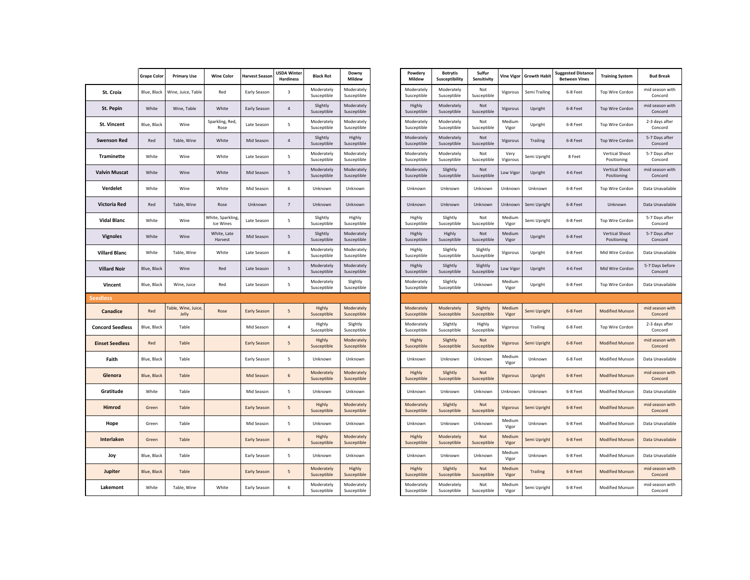| | Grape Color | Primary Use | Wine Color | Harvest Season | USDA Winter Hardiness | Black Rot | Downy Mildew | Powdery Mildew | Botrytis Susceptibility | Sulfur Sensitivity | Vine Vigor | Growth Habit | Suggested Distance Between Vines | Training System | Bud Break |
|---|---|---|---|---|---|---|---|---|---|---|---|---|---|---|---|
| **St. Croix** | Blue, Black | Wine, Juice, Table | Red | Early Season | 3 | Moderately Susceptible | Moderately Susceptible | Moderately Susceptible | Moderately Susceptible | Not Susceptible | Vigorous | Semi Trailing | 6-8 Feet | Top Wire Cordon | mid season with Concord |
| **St. Pepin** | White | Wine, Table | White | Early Season | 4 | Slightly Susceptible | Moderately Susceptible | Highly Susceptible | Moderately Susceptible | Not Susceptible | Vigorous | Upright | 6-8 Feet | Top Wire Cordon | mid season with Concord |
| **St. Vincent** | Blue, Black | Wine | Sparkling, Red, Rose | Late Season | 5 | Moderately Susceptible | Moderately Susceptible | Moderately Susceptible | Moderately Susceptible | Not Susceptible | Medium Vigor | Upright | 6-8 Feet | Top Wire Cordon | 2-3 days after Concord |
| **Swenson Red** | Red | Table, Wine | White | Mid Season | 4 | Slightly Susceptible | Highly Susceptible | Moderately Susceptible | Moderately Susceptible | Not Susceptible | Vigorous | Trailing | 6-8 Feet | Top Wire Cordon | 5-7 Days after Concord |
| **Traminette** | White | Wine | White | Late Season | 5 | Moderately Susceptible | Moderately Susceptible | Moderately Susceptible | Moderately Susceptible | Not Susceptible | Very Vigorous | Semi Upright | 8 Feet | Vertical Shoot Positioning | 5-7 Days after Concord |
| **Valvin Muscat** | White | Wine | White | Mid Season | 5 | Moderately Susceptible | Moderately Susceptible | Moderately Susceptible | Slightly Susceptible | Not Susceptible | Low Vigor | Upright | 4-6 Feet | Vertical Shoot Positioning | mid season with Concord |
| **Verdelet** | White | Wine | White | Mid Season | 6 | Unknown | Unknown | Unknown | Unknown | Unknown | Unknown | Unknown | 6-8 Feet | Top Wire Cordon | Data Unavailable |
| **Victoria Red** | Red | Table, Wine | Rose | Unknown | 7 | Unknown | Unknown | Unknown | Unknown | Unknown | Unknown | Semi Upright | 6-8 Feet | Unknown | Data Unavailable |
| **Vidal Blanc** | White | Wine | White, Sparkling, Ice Wines | Late Season | 5 | Slightly Susceptible | Highly Susceptible | Highly Susceptible | Slightly Susceptible | Not Susceptible | Medium Vigor | Semi Upright | 6-8 Feet | Top Wire Cordon | 5-7 Days after Concord |
| **Vignoles** | White | Wine | White, Late Harvest | Mid Season | 5 | Slightly Susceptible | Moderately Susceptible | Highly Susceptible | Highly Susceptible | Not Susceptible | Medium Vigor | Upright | 6-8 Feet | Vertical Shoot Positioning | 5-7 Days after Concord |
| **Villard Blanc** | White | Table, Wine | White | Late Season | 6 | Moderately Susceptible | Moderately Susceptible | Highly Susceptible | Slightly Susceptible | Slightly Susceptible | Vigorous | Upright | 6-8 Feet | Mid Wire Cordon | Data Unavailable |
| **Villard Noir** | Blue, Black | Wine | Red | Late Season | 5 | Moderately Susceptible | Moderately Susceptible | Highly Susceptible | Slightly Susceptible | Slightly Susceptible | Low Vigor | Upright | 4-6 Feet | Mid Wire Cordon | 5-7 Days before Concord |
| **Vincent** | Blue, Black | Wine, Juice | Red | Late Season | 5 | Moderately Susceptible | Slightly Susceptible | Moderately Susceptible | Slightly Susceptible | Unknown | Medium Vigor | Upright | 6-8 Feet | Top Wire Cordon | Data Unavailable |
| **Seedless** | | | | | | | | | | | | | | | |
| **Canadice** | Red | Table, Wine, Juice, Jelly | Rose | Early Season | 5 | Highly Susceptible | Moderately Susceptible | Moderately Susceptible | Moderately Susceptible | Slightly Susceptible | Medium Vigor | Semi Upright | 6-8 Feet | Modified Munson | mid season with Concord |
| **Concord Seedless** | Blue, Black | Table | | Mid Season | 4 | Highly Susceptible | Slightly Susceptible | Moderately Susceptible | Slightly Susceptible | Highly Susceptible | Vigorous | Trailing | 6-8 Feet | Top Wire Cordon | 2-3 days after Concord |
| **Einset Seedless** | Red | Table | | Early Season | 5 | Highly Susceptible | Moderately Susceptible | Highly Susceptible | Slightly Susceptible | Not Susceptible | Vigorous | Semi Upright | 6-8 Feet | Modified Munson | mid season with Concord |
| **Faith** | Blue, Black | Table | | Early Season | 5 | Unknown | Unknown | Unknown | Unknown | Unknown | Medium Vigor | Unknown | 6-8 Feet | Modified Munson | Data Unavailable |
| **Glenora** | Blue, Black | Table | | Mid Season | 6 | Moderately Susceptible | Moderately Susceptible | Highly Susceptible | Slightly Susceptible | Not Susceptible | Vigorous | Upright | 6-8 Feet | Modified Munson | mid season with Concord |
| **Gratitude** | White | Table | | Mid Season | 5 | Unknown | Unknown | Unknown | Unknown | Unknown | Unknown | Unknown | 6-8 Feet | Modified Munson | Data Unavailable |
| **Himrod** | Green | Table | | Early Season | 5 | Highly Susceptible | Moderately Susceptible | Moderately Susceptible | Slightly Susceptible | Not Susceptible | Vigorous | Semi Upright | 6-8 Feet | Modified Munson | mid season with Concord |
| **Hope** | Green | Table | | Mid Season | 5 | Unknown | Unknown | Unknown | Unknown | Unknown | Medium Vigor | Unknown | 6-8 Feet | Modified Munson | Data Unavailable |
| **Interlaken** | Green | Table | | Early Season | 6 | Highly Susceptible | Moderately Susceptible | Highly Susceptible | Moderately Susceptible | Not Susceptible | Medium Vigor | Semi Upright | 6-8 Feet | Modified Munson | Data Unavailable |
| **Joy** | Blue, Black | Table | | Early Season | 5 | Unknown | Unknown | Unknown | Unknown | Unknown | Medium Vigor | Unknown | 6-8 Feet | Modified Munson | Data Unavailable |
| **Jupiter** | Blue, Black | Table | | Early Season | 5 | Moderately Susceptible | Highly Susceptible | Highly Susceptible | Slightly Susceptible | Not Susceptible | Medium Vigor | Trailing | 6-8 Feet | Modified Munson | mid season with Concord |
| **Lakemont** | White | Table, Wine | White | Early Season | 6 | Moderately Susceptible | Moderately Susceptible | Moderately Susceptible | Moderately Susceptible | Not Susceptible | Medium Vigor | Semi Upright | 6-8 Feet | Modified Munson | mid season with Concord |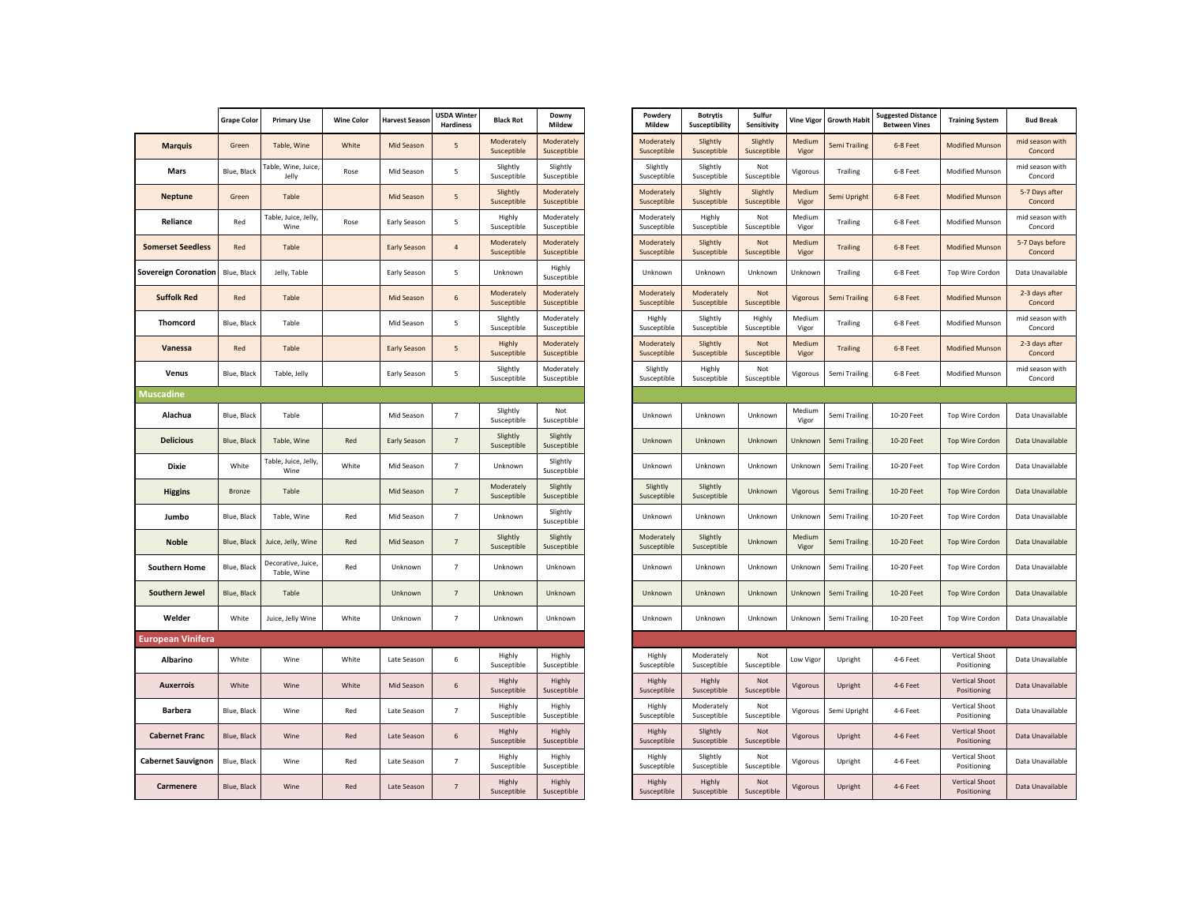| | Grape Color | Primary Use | Wine Color | Harvest Season | USDA Winter Hardiness | Black Rot | Downy Mildew | Powdery Mildew | Botrytis Susceptibility | Sulfur Sensitivity | Vine Vigor | Growth Habit | Suggested Distance Between Vines | Training System | Bud Break |
|---|---|---|---|---|---|---|---|---|---|---|---|---|---|---|---|
| **Marquis** | Green | Table, Wine | White | Mid Season | 5 | Moderately Susceptible | Moderately Susceptible | Moderately Susceptible | Slightly Susceptible | Slightly Susceptible | Medium Vigor | Semi Trailing | 6-8 Feet | Modified Munson | mid season with Concord |
| **Mars** | Blue, Black | Table, Wine, Juice, Jelly | Rose | Mid Season | 5 | Slightly Susceptible | Slightly Susceptible | Slightly Susceptible | Slightly Susceptible | Not Susceptible | Vigorous | Trailing | 6-8 Feet | Modified Munson | mid season with Concord |
| **Neptune** | Green | Table | | Mid Season | 5 | Slightly Susceptible | Moderately Susceptible | Moderately Susceptible | Slightly Susceptible | Slightly Susceptible | Medium Vigor | Semi Upright | 6-8 Feet | Modified Munson | 5-7 Days after Concord |
| **Reliance** | Red | Table, Juice, Jelly, Wine | Rose | Early Season | 5 | Highly Susceptible | Moderately Susceptible | Moderately Susceptible | Highly Susceptible | Not Susceptible | Medium Vigor | Trailing | 6-8 Feet | Modified Munson | mid season with Concord |
| **Somerset Seedless** | Red | Table | | Early Season | 4 | Moderately Susceptible | Moderately Susceptible | Moderately Susceptible | Slightly Susceptible | Not Susceptible | Medium Vigor | Trailing | 6-8 Feet | Modified Munson | 5-7 Days before Concord |
| **Sovereign Coronation** | Blue, Black | Jelly, Table | | Early Season | 5 | Unknown | Highly Susceptible | Unknown | Unknown | Unknown | Unknown | Trailing | 6-8 Feet | Top Wire Cordon | Data Unavailable |
| **Suffolk Red** | Red | Table | | Mid Season | 6 | Moderately Susceptible | Moderately Susceptible | Moderately Susceptible | Moderately Susceptible | Not Susceptible | Vigorous | Semi Trailing | 6-8 Feet | Modified Munson | 2-3 days after Concord |
| **Thomcord** | Blue, Black | Table | | Mid Season | 5 | Slightly Susceptible | Moderately Susceptible | Highly Susceptible | Slightly Susceptible | Highly Susceptible | Medium Vigor | Trailing | 6-8 Feet | Modified Munson | mid season with Concord |
| **Vanessa** | Red | Table | | Early Season | 5 | Highly Susceptible | Moderately Susceptible | Moderately Susceptible | Slightly Susceptible | Not Susceptible | Medium Vigor | Trailing | 6-8 Feet | Modified Munson | 2-3 days after Concord |
| **Venus** | Blue, Black | Table, Jelly | | Early Season | 5 | Slightly Susceptible | Moderately Susceptible | Slightly Susceptible | Highly Susceptible | Not Susceptible | Vigorous | Semi Trailing | 6-8 Feet | Modified Munson | mid season with Concord |
| **Muscadine** | | | | | | | | | | | | | | | |
| **Alachua** | Blue, Black | Table | | Mid Season | 7 | Slightly Susceptible | Not Susceptible | Unknown | Unknown | Unknown | Medium Vigor | Semi Trailing | 10-20 Feet | Top Wire Cordon | Data Unavailable |
| **Delicious** | Blue, Black | Table, Wine | Red | Early Season | 7 | Slightly Susceptible | Slightly Susceptible | Unknown | Unknown | Unknown | Unknown | Semi Trailing | 10-20 Feet | Top Wire Cordon | Data Unavailable |
| **Dixie** | White | Table, Juice, Jelly, Wine | White | Mid Season | 7 | Unknown | Slightly Susceptible | Unknown | Unknown | Unknown | Unknown | Semi Trailing | 10-20 Feet | Top Wire Cordon | Data Unavailable |
| **Higgins** | Bronze | Table | | Mid Season | 7 | Moderately Susceptible | Slightly Susceptible | Slightly Susceptible | Slightly Susceptible | Unknown | Vigorous | Semi Trailing | 10-20 Feet | Top Wire Cordon | Data Unavailable |
| **Jumbo** | Blue, Black | Table, Wine | Red | Mid Season | 7 | Unknown | Slightly Susceptible | Unknown | Unknown | Unknown | Unknown | Semi Trailing | 10-20 Feet | Top Wire Cordon | Data Unavailable |
| **Noble** | Blue, Black | Juice, Jelly, Wine | Red | Mid Season | 7 | Slightly Susceptible | Slightly Susceptible | Moderately Susceptible | Slightly Susceptible | Unknown | Medium Vigor | Semi Trailing | 10-20 Feet | Top Wire Cordon | Data Unavailable |
| **Southern Home** | Blue, Black | Decorative, Juice, Table, Wine | Red | Unknown | 7 | Unknown | Unknown | Unknown | Unknown | Unknown | Unknown | Semi Trailing | 10-20 Feet | Top Wire Cordon | Data Unavailable |
| **Southern Jewel** | Blue, Black | Table | | Unknown | 7 | Unknown | Unknown | Unknown | Unknown | Unknown | Unknown | Semi Trailing | 10-20 Feet | Top Wire Cordon | Data Unavailable |
| **Welder** | White | Juice, Jelly Wine | White | Unknown | 7 | Unknown | Unknown | Unknown | Unknown | Unknown | Unknown | Semi Trailing | 10-20 Feet | Top Wire Cordon | Data Unavailable |
| **European Vinifera** | | | | | | | | | | | | | | | |
| **Albarino** | White | Wine | White | Late Season | 6 | Highly Susceptible | Highly Susceptible | Highly Susceptible | Moderately Susceptible | Not Susceptible | Low Vigor | Upright | 4-6 Feet | Vertical Shoot Positioning | Data Unavailable |
| **Auxerrois** | White | Wine | White | Mid Season | 6 | Highly Susceptible | Highly Susceptible | Highly Susceptible | Highly Susceptible | Not Susceptible | Vigorous | Upright | 4-6 Feet | Vertical Shoot Positioning | Data Unavailable |
| **Barbera** | Blue, Black | Wine | Red | Late Season | 7 | Highly Susceptible | Highly Susceptible | Highly Susceptible | Moderately Susceptible | Not Susceptible | Vigorous | Semi Upright | 4-6 Feet | Vertical Shoot Positioning | Data Unavailable |
| **Cabernet Franc** | Blue, Black | Wine | Red | Late Season | 6 | Highly Susceptible | Highly Susceptible | Highly Susceptible | Slightly Susceptible | Not Susceptible | Vigorous | Upright | 4-6 Feet | Vertical Shoot Positioning | Data Unavailable |
| **Cabernet Sauvignon** | Blue, Black | Wine | Red | Late Season | 7 | Highly Susceptible | Highly Susceptible | Highly Susceptible | Slightly Susceptible | Not Susceptible | Vigorous | Upright | 4-6 Feet | Vertical Shoot Positioning | Data Unavailable |
| **Carmenere** | Blue, Black | Wine | Red | Late Season | 7 | Highly Susceptible | Highly Susceptible | Highly Susceptible | Highly Susceptible | Not Susceptible | Vigorous | Upright | 4-6 Feet | Vertical Shoot Positioning | Data Unavailable |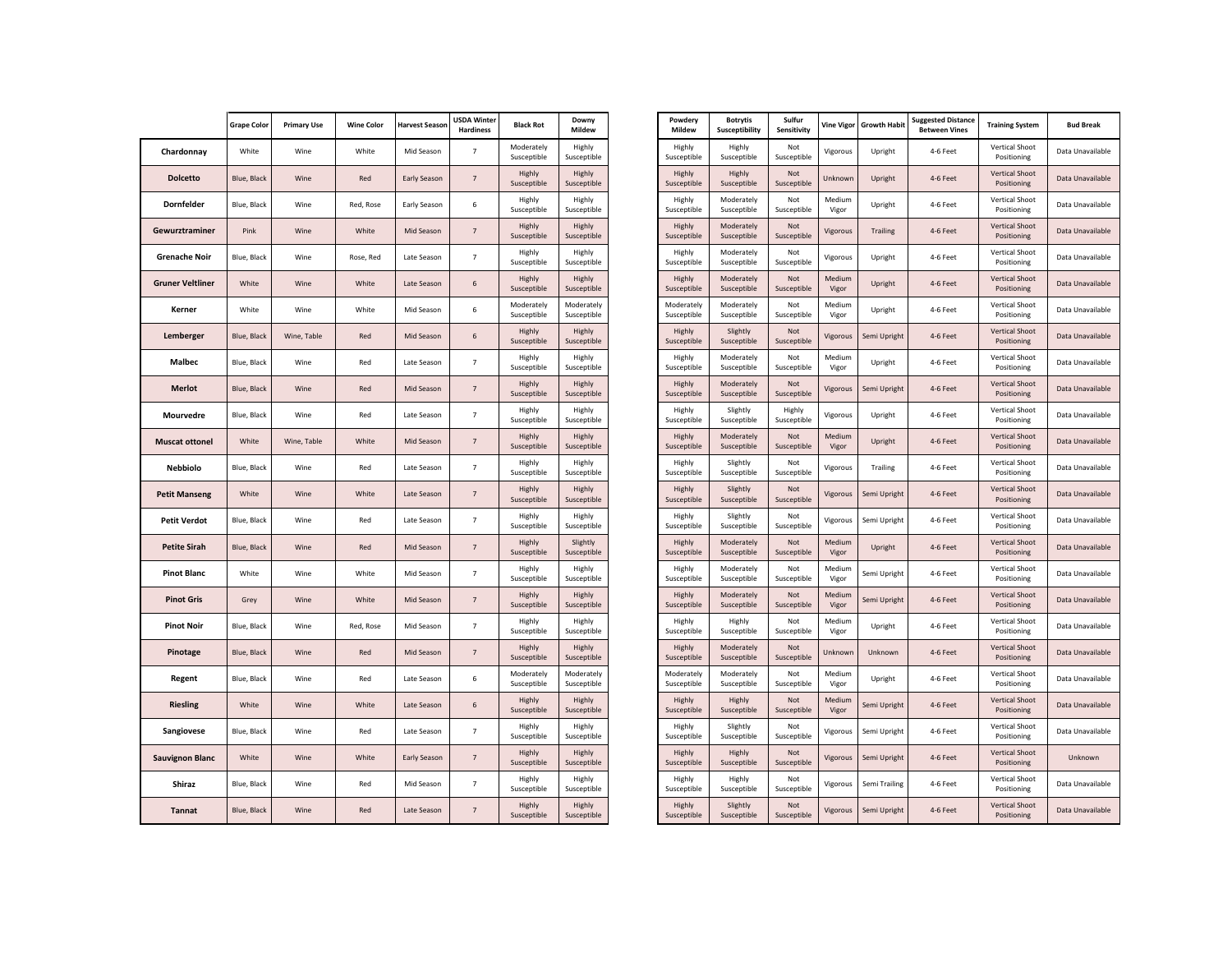| | Grape Color | Primary Use | Wine Color | Harvest Season | USDA Winter Hardiness | Black Rot | Downy Mildew | Powdery Mildew | Botrytis Susceptibility | Sulfur Sensitivity | Vine Vigor | Growth Habit | Suggested Distance Between Vines | Training System | Bud Break |
|---|---|---|---|---|---|---|---|---|---|---|---|---|---|---|---|
| **Chardonnay** | White | Wine | White | Mid Season | 7 | Moderately Susceptible | Highly Susceptible | Highly Susceptible | Highly Susceptible | Not Susceptible | Vigorous | Upright | 4-6 Feet | Vertical Shoot Positioning | Data Unavailable |
| **Dolcetto** | Blue, Black | Wine | Red | Early Season | 7 | Highly Susceptible | Highly Susceptible | Highly Susceptible | Highly Susceptible | Not Susceptible | Unknown | Upright | 4-6 Feet | Vertical Shoot Positioning | Data Unavailable |
| **Dornfelder** | Blue, Black | Wine | Red, Rose | Early Season | 6 | Highly Susceptible | Highly Susceptible | Highly Susceptible | Moderately Susceptible | Not Susceptible | Medium Vigor | Upright | 4-6 Feet | Vertical Shoot Positioning | Data Unavailable |
| **Gewurztraminer** | Pink | Wine | White | Mid Season | 7 | Highly Susceptible | Highly Susceptible | Highly Susceptible | Moderately Susceptible | Not Susceptible | Vigorous | Trailing | 4-6 Feet | Vertical Shoot Positioning | Data Unavailable |
| **Grenache Noir** | Blue, Black | Wine | Rose, Red | Late Season | 7 | Highly Susceptible | Highly Susceptible | Highly Susceptible | Moderately Susceptible | Not Susceptible | Vigorous | Upright | 4-6 Feet | Vertical Shoot Positioning | Data Unavailable |
| **Gruner Veltliner** | White | Wine | White | Late Season | 6 | Highly Susceptible | Highly Susceptible | Highly Susceptible | Moderately Susceptible | Not Susceptible | Medium Vigor | Upright | 4-6 Feet | Vertical Shoot Positioning | Data Unavailable |
| **Kerner** | White | Wine | White | Mid Season | 6 | Moderately Susceptible | Moderately Susceptible | Moderately Susceptible | Moderately Susceptible | Not Susceptible | Medium Vigor | Upright | 4-6 Feet | Vertical Shoot Positioning | Data Unavailable |
| **Lemberger** | Blue, Black | Wine, Table | Red | Mid Season | 6 | Highly Susceptible | Highly Susceptible | Highly Susceptible | Slightly Susceptible | Not Susceptible | Vigorous | Semi Upright | 4-6 Feet | Vertical Shoot Positioning | Data Unavailable |
| **Malbec** | Blue, Black | Wine | Red | Late Season | 7 | Highly Susceptible | Highly Susceptible | Highly Susceptible | Moderately Susceptible | Not Susceptible | Medium Vigor | Upright | 4-6 Feet | Vertical Shoot Positioning | Data Unavailable |
| **Merlot** | Blue, Black | Wine | Red | Mid Season | 7 | Highly Susceptible | Highly Susceptible | Highly Susceptible | Moderately Susceptible | Not Susceptible | Vigorous | Semi Upright | 4-6 Feet | Vertical Shoot Positioning | Data Unavailable |
| **Mourvedre** | Blue, Black | Wine | Red | Late Season | 7 | Highly Susceptible | Highly Susceptible | Highly Susceptible | Slightly Susceptible | Highly Susceptible | Vigorous | Upright | 4-6 Feet | Vertical Shoot Positioning | Data Unavailable |
| **Muscat ottonel** | White | Wine, Table | White | Mid Season | 7 | Highly Susceptible | Highly Susceptible | Highly Susceptible | Moderately Susceptible | Not Susceptible | Medium Vigor | Upright | 4-6 Feet | Vertical Shoot Positioning | Data Unavailable |
| **Nebbiolo** | Blue, Black | Wine | Red | Late Season | 7 | Highly Susceptible | Highly Susceptible | Highly Susceptible | Slightly Susceptible | Not Susceptible | Vigorous | Trailing | 4-6 Feet | Vertical Shoot Positioning | Data Unavailable |
| **Petit Manseng** | White | Wine | White | Late Season | 7 | Highly Susceptible | Highly Susceptible | Highly Susceptible | Slightly Susceptible | Not Susceptible | Vigorous | Semi Upright | 4-6 Feet | Vertical Shoot Positioning | Data Unavailable |
| **Petit Verdot** | Blue, Black | Wine | Red | Late Season | 7 | Highly Susceptible | Highly Susceptible | Highly Susceptible | Slightly Susceptible | Not Susceptible | Vigorous | Semi Upright | 4-6 Feet | Vertical Shoot Positioning | Data Unavailable |
| **Petite Sirah** | Blue, Black | Wine | Red | Mid Season | 7 | Highly Susceptible | Slightly Susceptible | Highly Susceptible | Moderately Susceptible | Not Susceptible | Medium Vigor | Upright | 4-6 Feet | Vertical Shoot Positioning | Data Unavailable |
| **Pinot Blanc** | White | Wine | White | Mid Season | 7 | Highly Susceptible | Highly Susceptible | Highly Susceptible | Moderately Susceptible | Not Susceptible | Medium Vigor | Semi Upright | 4-6 Feet | Vertical Shoot Positioning | Data Unavailable |
| **Pinot Gris** | Grey | Wine | White | Mid Season | 7 | Highly Susceptible | Highly Susceptible | Highly Susceptible | Moderately Susceptible | Not Susceptible | Medium Vigor | Semi Upright | 4-6 Feet | Vertical Shoot Positioning | Data Unavailable |
| **Pinot Noir** | Blue, Black | Wine | Red, Rose | Mid Season | 7 | Highly Susceptible | Highly Susceptible | Highly Susceptible | Highly Susceptible | Not Susceptible | Medium Vigor | Upright | 4-6 Feet | Vertical Shoot Positioning | Data Unavailable |
| **Pinotage** | Blue, Black | Wine | Red | Mid Season | 7 | Highly Susceptible | Highly Susceptible | Highly Susceptible | Moderately Susceptible | Not Susceptible | Unknown | Unknown | 4-6 Feet | Vertical Shoot Positioning | Data Unavailable |
| **Regent** | Blue, Black | Wine | Red | Late Season | 6 | Moderately Susceptible | Moderately Susceptible | Moderately Susceptible | Moderately Susceptible | Not Susceptible | Medium Vigor | Upright | 4-6 Feet | Vertical Shoot Positioning | Data Unavailable |
| **Riesling** | White | Wine | White | Late Season | 6 | Highly Susceptible | Highly Susceptible | Highly Susceptible | Highly Susceptible | Not Susceptible | Medium Vigor | Semi Upright | 4-6 Feet | Vertical Shoot Positioning | Data Unavailable |
| **Sangiovese** | Blue, Black | Wine | Red | Late Season | 7 | Highly Susceptible | Highly Susceptible | Highly Susceptible | Slightly Susceptible | Not Susceptible | Vigorous | Semi Upright | 4-6 Feet | Vertical Shoot Positioning | Data Unavailable |
| **Sauvignon Blanc** | White | Wine | White | Early Season | 7 | Highly Susceptible | Highly Susceptible | Highly Susceptible | Highly Susceptible | Not Susceptible | Vigorous | Semi Upright | 4-6 Feet | Vertical Shoot Positioning | Unknown |
| **Shiraz** | Blue, Black | Wine | Red | Mid Season | 7 | Highly Susceptible | Highly Susceptible | Highly Susceptible | Highly Susceptible | Not Susceptible | Vigorous | Semi Trailing | 4-6 Feet | Vertical Shoot Positioning | Data Unavailable |
| **Tannat** | Blue, Black | Wine | Red | Late Season | 7 | Highly Susceptible | Highly Susceptible | Highly Susceptible | Slightly Susceptible | Not Susceptible | Vigorous | Semi Upright | 4-6 Feet | Vertical Shoot Positioning | Data Unavailable |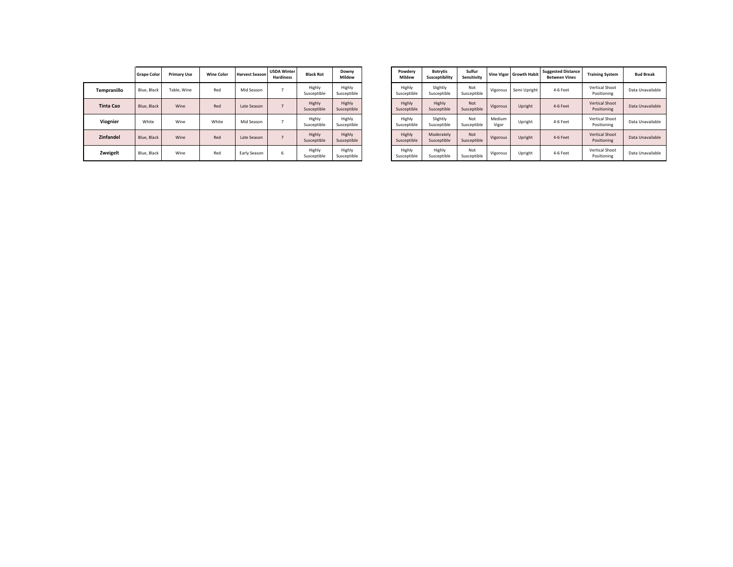| | Grape Color | Primary Use | Wine Color | Harvest Season | USDA Winter Hardiness | Black Rot | Downy Mildew | Powdery Mildew | Botrytis Susceptibility | Sulfur Sensitivity | Vine Vigor | Growth Habit | Suggested Distance Between Vines | Training System | Bud Break |
|---|---|---|---|---|---|---|---|---|---|---|---|---|---|---|---|
| **Tempranillo** | Blue, Black | Table, Wine | Red | Mid Season | 7 | Highly Susceptible | Highly Susceptible | Highly Susceptible | Slightly Susceptible | Not Susceptible | Vigorous | Semi Upright | 4-6 Feet | Vertical Shoot Positioning | Data Unavailable |
| **Tinta Cao** | Blue, Black | Wine | Red | Late Season | 7 | Highly Susceptible | Highly Susceptible | Highly Susceptible | Highly Susceptible | Not Susceptible | Vigorous | Upright | 4-6 Feet | Vertical Shoot Positioning | Data Unavailable |
| **Viognier** | White | Wine | White | Mid Season | 7 | Highly Susceptible | Highly Susceptible | Highly Susceptible | Slightly Susceptible | Not Susceptible | Medium Vigor | Upright | 4-6 Feet | Vertical Shoot Positioning | Data Unavailable |
| **Zinfandel** | Blue, Black | Wine | Red | Late Season | 7 | Highly Susceptible | Highly Susceptible | Highly Susceptible | Moderately Susceptible | Not Susceptible | Vigorous | Upright | 4-6 Feet | Vertical Shoot Positioning | Data Unavailable |
| **Zweigelt** | Blue, Black | Wine | Red | Early Season | 6 | Highly Susceptible | Highly Susceptible | Highly Susceptible | Highly Susceptible | Not Susceptible | Vigorous | Upright | 4-6 Feet | Vertical Shoot Positioning | Data Unavailable |